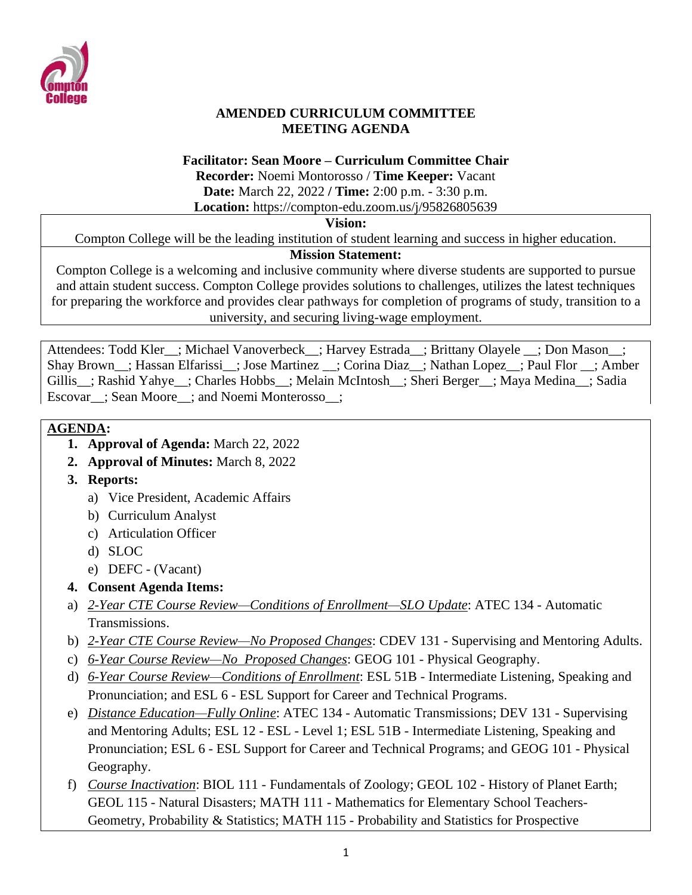**AMENDED CURRICULUM COMMITTEE MEETING AGENDA**

**Facilitator: Sean Moore – Curriculum Committee Chair**
**Recorder:** Noemi Montorosso / **Time Keeper:** Vacant
**Date:** March 22, 2022 / **Time:** 2:00 p.m. - 3:30 p.m.
**Location:** https://compton-edu.zoom.us/j/95826805639

**Vision:**

Compton College will be the leading institution of student learning and success in higher education.

**Mission Statement:**

Compton College is a welcoming and inclusive community where diverse students are supported to pursue and attain student success. Compton College provides solutions to challenges, utilizes the latest techniques for preparing the workforce and provides clear pathways for completion of programs of study, transition to a university, and securing living-wage employment.

Attendees: Todd Kler__; Michael Vanoverbeck__; Harvey Estrada__; Brittany Olayele __; Don Mason__; Shay Brown__; Hassan Elfarissi__; Jose Martinez __; Corina Diaz__; Nathan Lopez__; Paul Flor __; Amber Gillis__; Rashid Yahye__; Charles Hobbs__; Melain McIntosh__; Sheri Berger__; Maya Medina__; Sadia Escovar__; Sean Moore__; and Noemi Monterosso__;

**AGENDA:**

1. **Approval of Agenda:** March 22, 2022
2. **Approval of Minutes:** March 8, 2022
3. **Reports:**
   a) Vice President, Academic Affairs
   b) Curriculum Analyst
   c) Articulation Officer
   d) SLOC
   e) DEFC - (Vacant)
4. **Consent Agenda Items:**

a) *2-Year CTE Course Review—Conditions of Enrollment—SLO Update*: ATEC 134 - Automatic Transmissions.

b) *2-Year CTE Course Review—No Proposed Changes*: CDEV 131 - Supervising and Mentoring Adults.

c) *6-Year Course Review—No Proposed Changes*: GEOG 101 - Physical Geography.

d) *6-Year Course Review—Conditions of Enrollment*: ESL 51B - Intermediate Listening, Speaking and Pronunciation; and ESL 6 - ESL Support for Career and Technical Programs.

e) *Distance Education—Fully Online*: ATEC 134 - Automatic Transmissions; DEV 131 - Supervising and Mentoring Adults; ESL 12 - ESL - Level 1; ESL 51B - Intermediate Listening, Speaking and Pronunciation; ESL 6 - ESL Support for Career and Technical Programs; and GEOG 101 - Physical Geography.

f) *Course Inactivation*: BIOL 111 - Fundamentals of Zoology; GEOL 102 - History of Planet Earth; GEOL 115 - Natural Disasters; MATH 111 - Mathematics for Elementary School Teachers-Geometry, Probability & Statistics; MATH 115 - Probability and Statistics for Prospective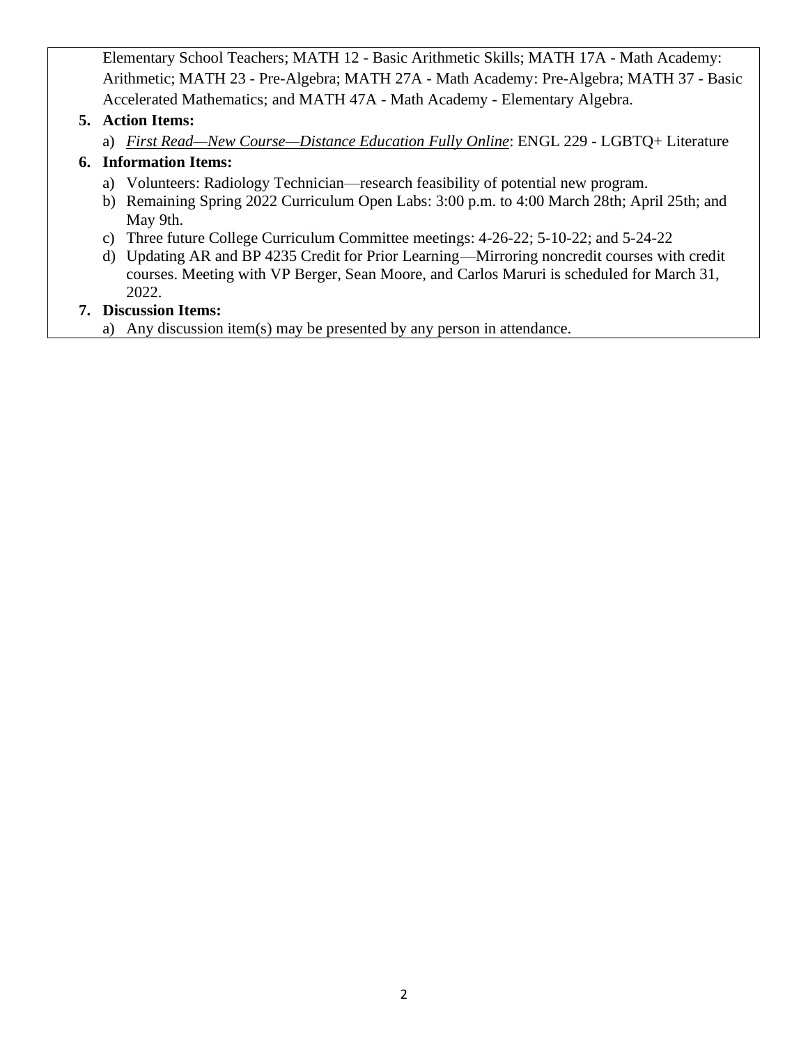Elementary School Teachers; MATH 12 - Basic Arithmetic Skills; MATH 17A - Math Academy: Arithmetic; MATH 23 - Pre-Algebra; MATH 27A - Math Academy: Pre-Algebra; MATH 37 - Basic Accelerated Mathematics; and MATH 47A - Math Academy - Elementary Algebra.

**5. Action Items:**

a) *First Read—New Course—Distance Education Fully Online*: ENGL 229 - LGBTQ+ Literature

**6. Information Items:**

a) Volunteers: Radiology Technician—research feasibility of potential new program.
b) Remaining Spring 2022 Curriculum Open Labs: 3:00 p.m. to 4:00 March 28th; April 25th; and May 9th.
c) Three future College Curriculum Committee meetings: 4-26-22; 5-10-22; and 5-24-22
d) Updating AR and BP 4235 Credit for Prior Learning—Mirroring noncredit courses with credit courses. Meeting with VP Berger, Sean Moore, and Carlos Maruri is scheduled for March 31, 2022.

**7. Discussion Items:**

a) Any discussion item(s) may be presented by any person in attendance.